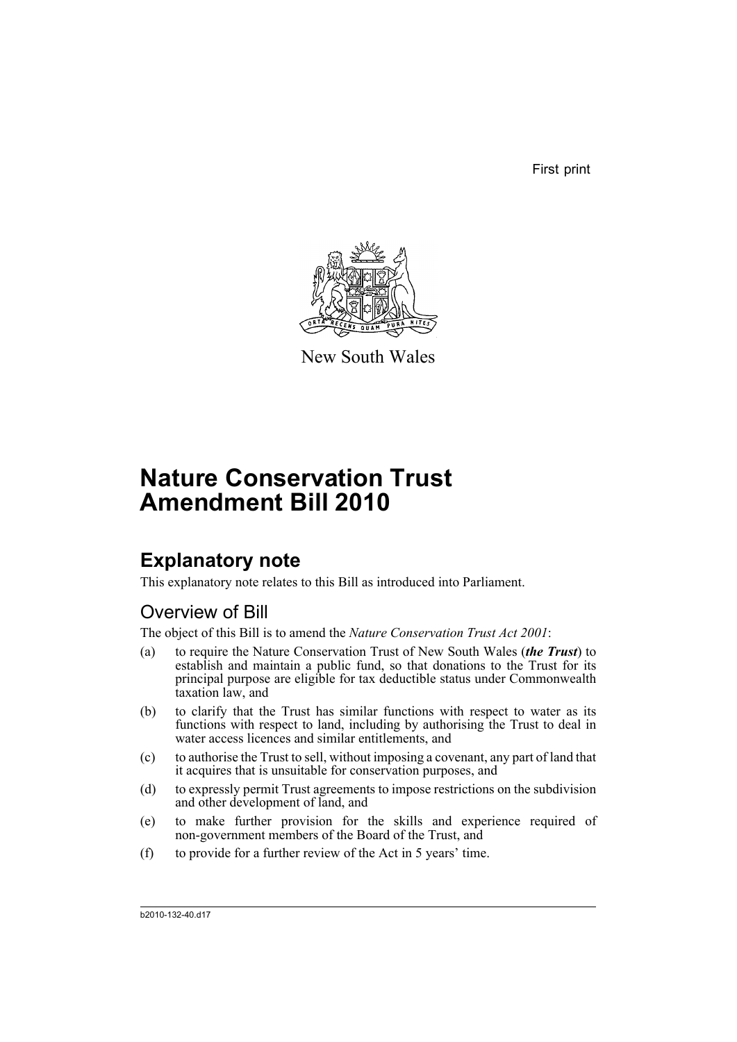First print

New South Wales

# Nature Conservation Trust Amendment Bill 2010

## Explanatory note

This explanatory note relates to this Bill as introduced into Parliament.

### Overview of Bill

The object of this Bill is to amend the *Nature Conservation Trust Act 2001*:

(a) to require the Nature Conservation Trust of New South Wales (***the Trust***) to establish and maintain a public fund, so that donations to the Trust for its principal purpose are eligible for tax deductible status under Commonwealth taxation law, and

(b) to clarify that the Trust has similar functions with respect to water as its functions with respect to land, including by authorising the Trust to deal in water access licences and similar entitlements, and

(c) to authorise the Trust to sell, without imposing a covenant, any part of land that it acquires that is unsuitable for conservation purposes, and

(d) to expressly permit Trust agreements to impose restrictions on the subdivision and other development of land, and

(e) to make further provision for the skills and experience required of non-government members of the Board of the Trust, and

(f) to provide for a further review of the Act in 5 years' time.

b2010-132-40.d17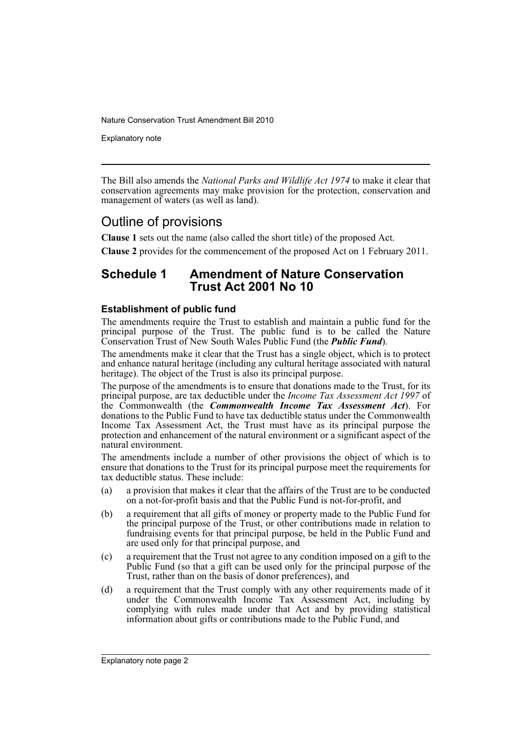The Bill also amends the *National Parks and Wildlife Act 1974* to make it clear that conservation agreements may make provision for the protection, conservation and management of waters (as well as land).

## Outline of provisions

**Clause 1** sets out the name (also called the short title) of the proposed Act.

**Clause 2** provides for the commencement of the proposed Act on 1 February 2011.

## Schedule 1 Amendment of Nature Conservation Trust Act 2001 No 10

### Establishment of public fund

The amendments require the Trust to establish and maintain a public fund for the principal purpose of the Trust. The public fund is to be called the Nature Conservation Trust of New South Wales Public Fund (the ***Public Fund***).

The amendments make it clear that the Trust has a single object, which is to protect and enhance natural heritage (including any cultural heritage associated with natural heritage). The object of the Trust is also its principal purpose.

The purpose of the amendments is to ensure that donations made to the Trust, for its principal purpose, are tax deductible under the *Income Tax Assessment Act 1997* of the Commonwealth (the ***Commonwealth Income Tax Assessment Act***). For donations to the Public Fund to have tax deductible status under the Commonwealth Income Tax Assessment Act, the Trust must have as its principal purpose the protection and enhancement of the natural environment or a significant aspect of the natural environment.

The amendments include a number of other provisions the object of which is to ensure that donations to the Trust for its principal purpose meet the requirements for tax deductible status. These include:

(a) a provision that makes it clear that the affairs of the Trust are to be conducted on a not-for-profit basis and that the Public Fund is not-for-profit, and

(b) a requirement that all gifts of money or property made to the Public Fund for the principal purpose of the Trust, or other contributions made in relation to fundraising events for that principal purpose, be held in the Public Fund and are used only for that principal purpose, and

(c) a requirement that the Trust not agree to any condition imposed on a gift to the Public Fund (so that a gift can be used only for the principal purpose of the Trust, rather than on the basis of donor preferences), and

(d) a requirement that the Trust comply with any other requirements made of it under the Commonwealth Income Tax Assessment Act, including by complying with rules made under that Act and by providing statistical information about gifts or contributions made to the Public Fund, and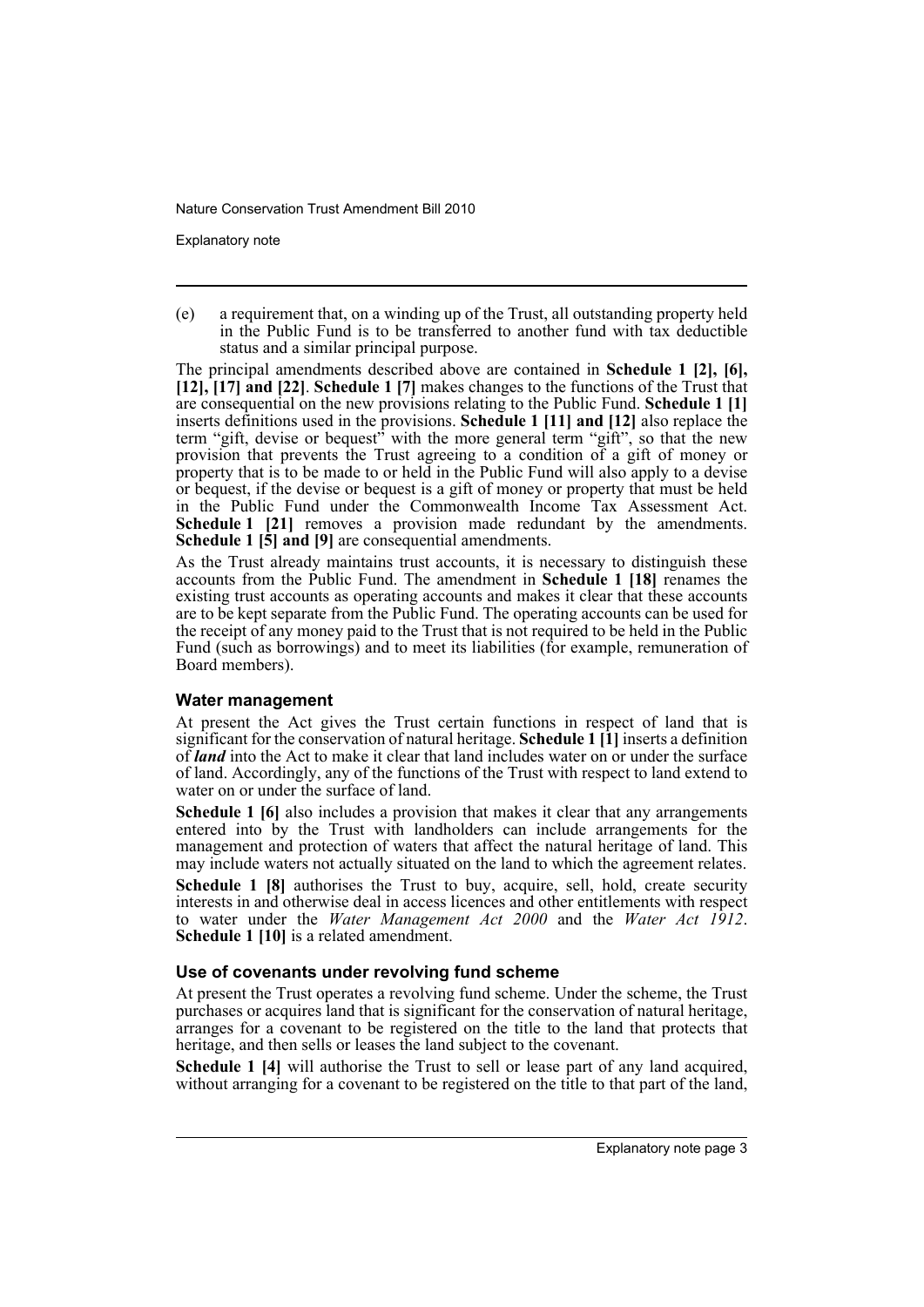(e) a requirement that, on a winding up of the Trust, all outstanding property held in the Public Fund is to be transferred to another fund with tax deductible status and a similar principal purpose.

The principal amendments described above are contained in **Schedule 1 [2], [6], [12], [17] and [22]**. **Schedule 1 [7]** makes changes to the functions of the Trust that are consequential on the new provisions relating to the Public Fund. **Schedule 1 [1]** inserts definitions used in the provisions. **Schedule 1 [11] and [12]** also replace the term "gift, devise or bequest" with the more general term "gift", so that the new provision that prevents the Trust agreeing to a condition of a gift of money or property that is to be made to or held in the Public Fund will also apply to a devise or bequest, if the devise or bequest is a gift of money or property that must be held in the Public Fund under the Commonwealth Income Tax Assessment Act. **Schedule 1 [21]** removes a provision made redundant by the amendments. **Schedule 1 [5] and [9]** are consequential amendments.

As the Trust already maintains trust accounts, it is necessary to distinguish these accounts from the Public Fund. The amendment in **Schedule 1 [18]** renames the existing trust accounts as operating accounts and makes it clear that these accounts are to be kept separate from the Public Fund. The operating accounts can be used for the receipt of any money paid to the Trust that is not required to be held in the Public Fund (such as borrowings) and to meet its liabilities (for example, remuneration of Board members).

### Water management

At present the Act gives the Trust certain functions in respect of land that is significant for the conservation of natural heritage. **Schedule 1 [1]** inserts a definition of ***land*** into the Act to make it clear that land includes water on or under the surface of land. Accordingly, any of the functions of the Trust with respect to land extend to water on or under the surface of land.

**Schedule 1 [6]** also includes a provision that makes it clear that any arrangements entered into by the Trust with landholders can include arrangements for the management and protection of waters that affect the natural heritage of land. This may include waters not actually situated on the land to which the agreement relates.

**Schedule 1 [8]** authorises the Trust to buy, acquire, sell, hold, create security interests in and otherwise deal in access licences and other entitlements with respect to water under the *Water Management Act 2000* and the *Water Act 1912*. **Schedule 1 [10]** is a related amendment.

### Use of covenants under revolving fund scheme

At present the Trust operates a revolving fund scheme. Under the scheme, the Trust purchases or acquires land that is significant for the conservation of natural heritage, arranges for a covenant to be registered on the title to the land that protects that heritage, and then sells or leases the land subject to the covenant.

**Schedule 1 [4]** will authorise the Trust to sell or lease part of any land acquired, without arranging for a covenant to be registered on the title to that part of the land,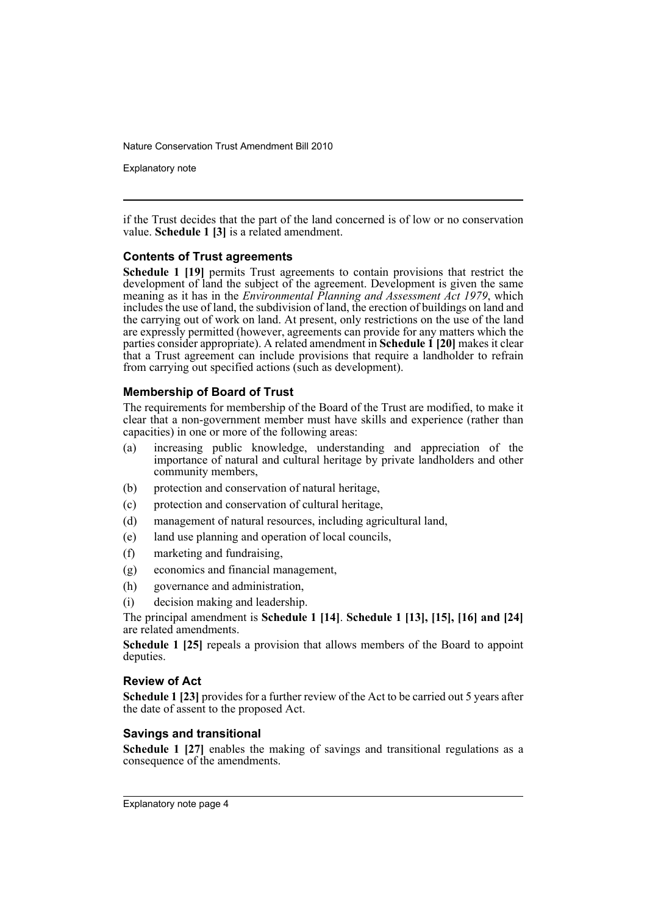if the Trust decides that the part of the land concerned is of low or no conservation value. **Schedule 1 [3]** is a related amendment.

### Contents of Trust agreements

**Schedule 1 [19]** permits Trust agreements to contain provisions that restrict the development of land the subject of the agreement. Development is given the same meaning as it has in the *Environmental Planning and Assessment Act 1979*, which includes the use of land, the subdivision of land, the erection of buildings on land and the carrying out of work on land. At present, only restrictions on the use of the land are expressly permitted (however, agreements can provide for any matters which the parties consider appropriate). A related amendment in **Schedule 1 [20]** makes it clear that a Trust agreement can include provisions that require a landholder to refrain from carrying out specified actions (such as development).

### Membership of Board of Trust

The requirements for membership of the Board of the Trust are modified, to make it clear that a non-government member must have skills and experience (rather than capacities) in one or more of the following areas:

(a) increasing public knowledge, understanding and appreciation of the importance of natural and cultural heritage by private landholders and other community members,

(b) protection and conservation of natural heritage,

(c) protection and conservation of cultural heritage,

(d) management of natural resources, including agricultural land,

(e) land use planning and operation of local councils,

(f) marketing and fundraising,

(g) economics and financial management,

(h) governance and administration,

(i) decision making and leadership.

The principal amendment is **Schedule 1 [14]**. **Schedule 1 [13], [15], [16] and [24]** are related amendments.

**Schedule 1 [25]** repeals a provision that allows members of the Board to appoint deputies.

### Review of Act

**Schedule 1 [23]** provides for a further review of the Act to be carried out 5 years after the date of assent to the proposed Act.

### Savings and transitional

**Schedule 1 [27]** enables the making of savings and transitional regulations as a consequence of the amendments.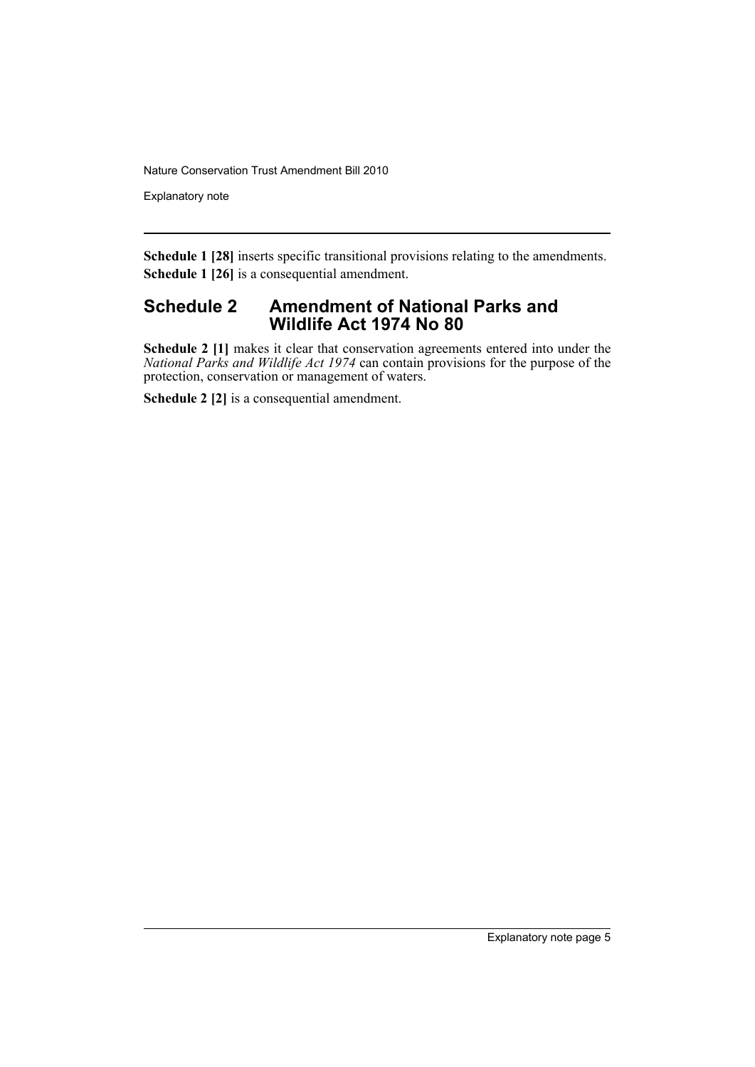**Schedule 1 [28]** inserts specific transitional provisions relating to the amendments.

**Schedule 1 [26]** is a consequential amendment.

## Schedule 2 Amendment of National Parks and Wildlife Act 1974 No 80

**Schedule 2 [1]** makes it clear that conservation agreements entered into under the *National Parks and Wildlife Act 1974* can contain provisions for the purpose of the protection, conservation or management of waters.

**Schedule 2 [2]** is a consequential amendment.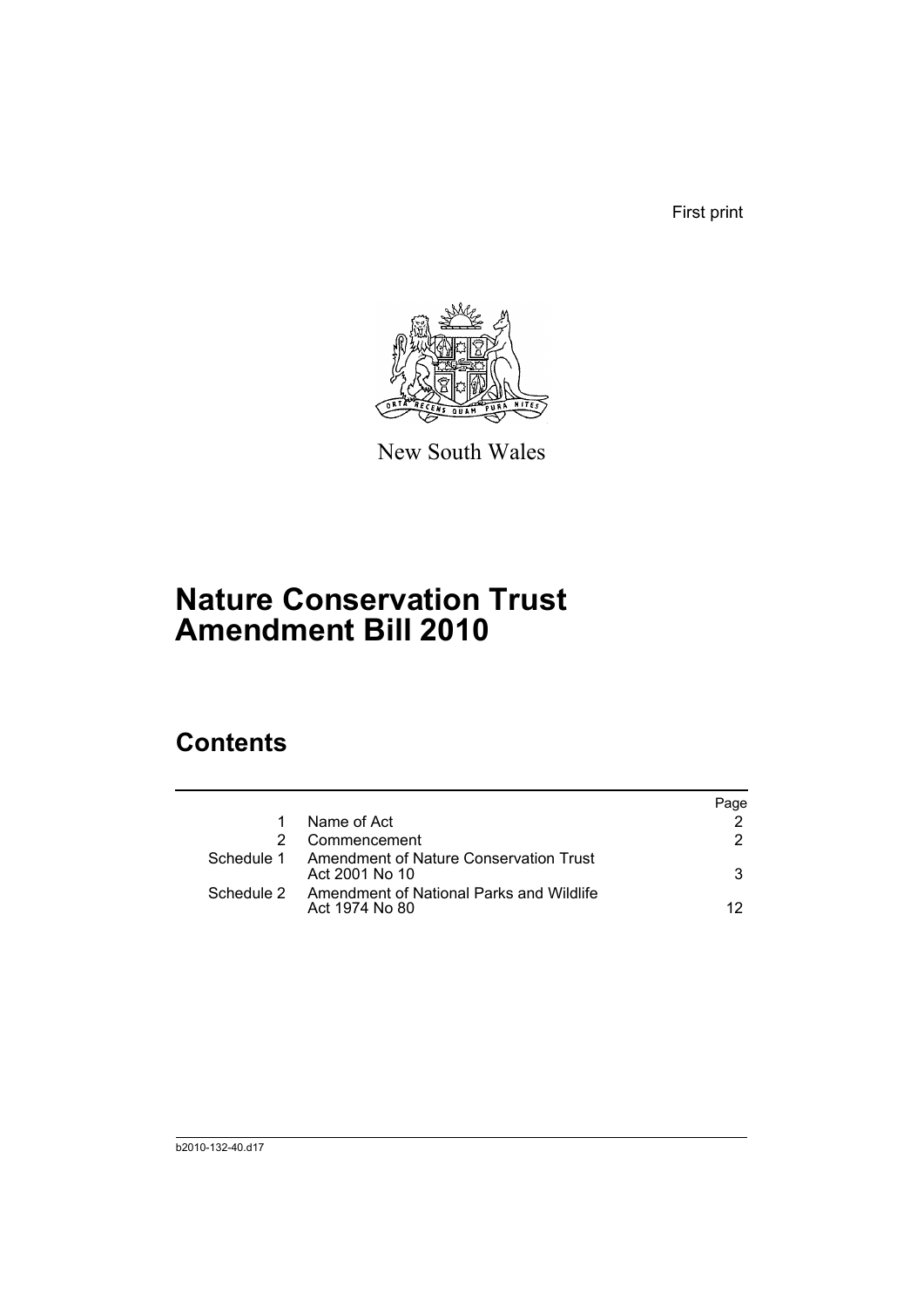First print

New South Wales

# Nature Conservation Trust Amendment Bill 2010

## Contents

| | | Page |
|---|---|---|
| 1 | Name of Act | 2 |
| 2 | Commencement | 2 |
| Schedule 1 | Amendment of Nature Conservation Trust Act 2001 No 10 | 3 |
| Schedule 2 | Amendment of National Parks and Wildlife Act 1974 No 80 | 12 |

b2010-132-40.d17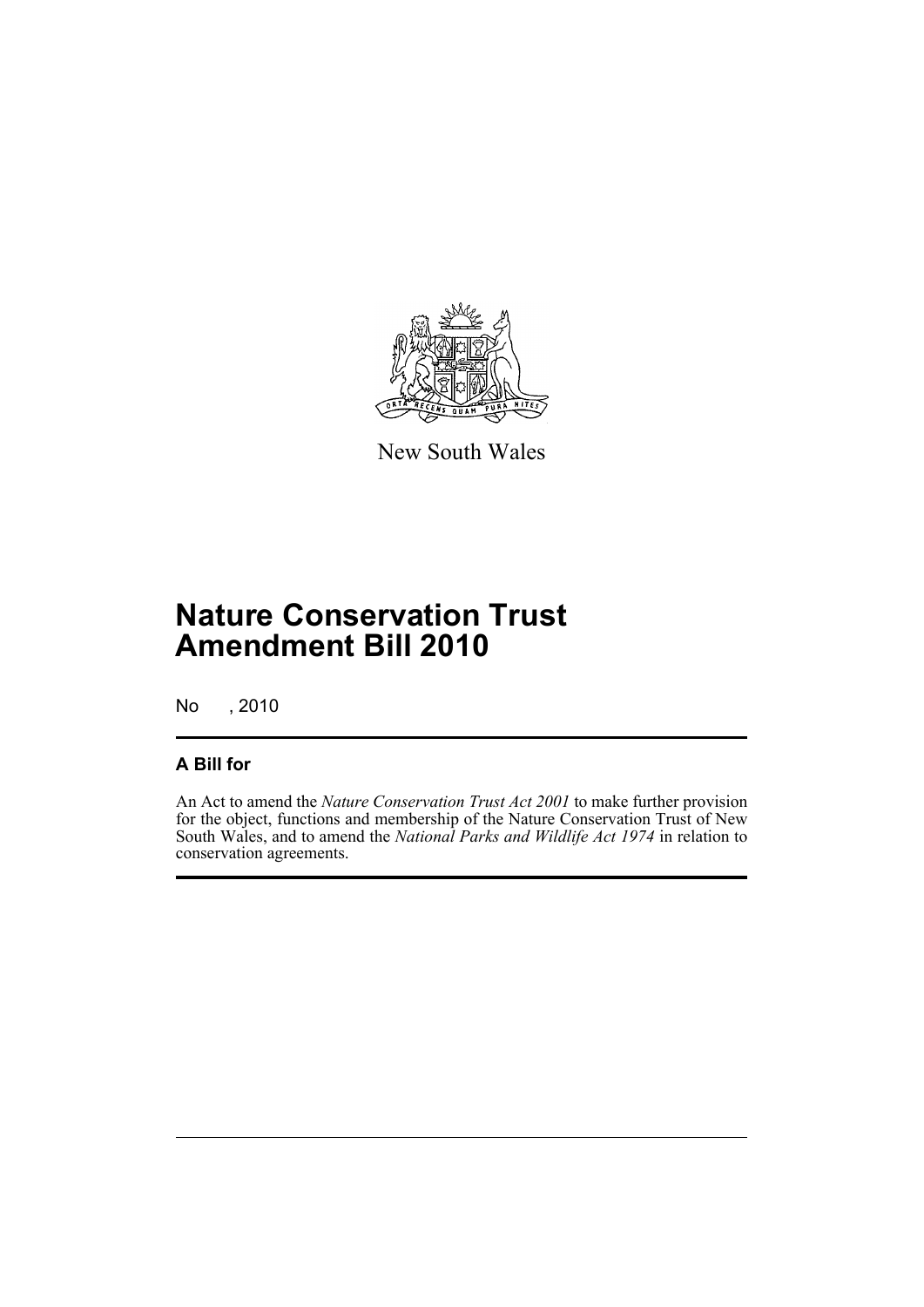New South Wales

# Nature Conservation Trust Amendment Bill 2010

No , 2010

## A Bill for

An Act to amend the *Nature Conservation Trust Act 2001* to make further provision for the object, functions and membership of the Nature Conservation Trust of New South Wales, and to amend the *National Parks and Wildlife Act 1974* in relation to conservation agreements.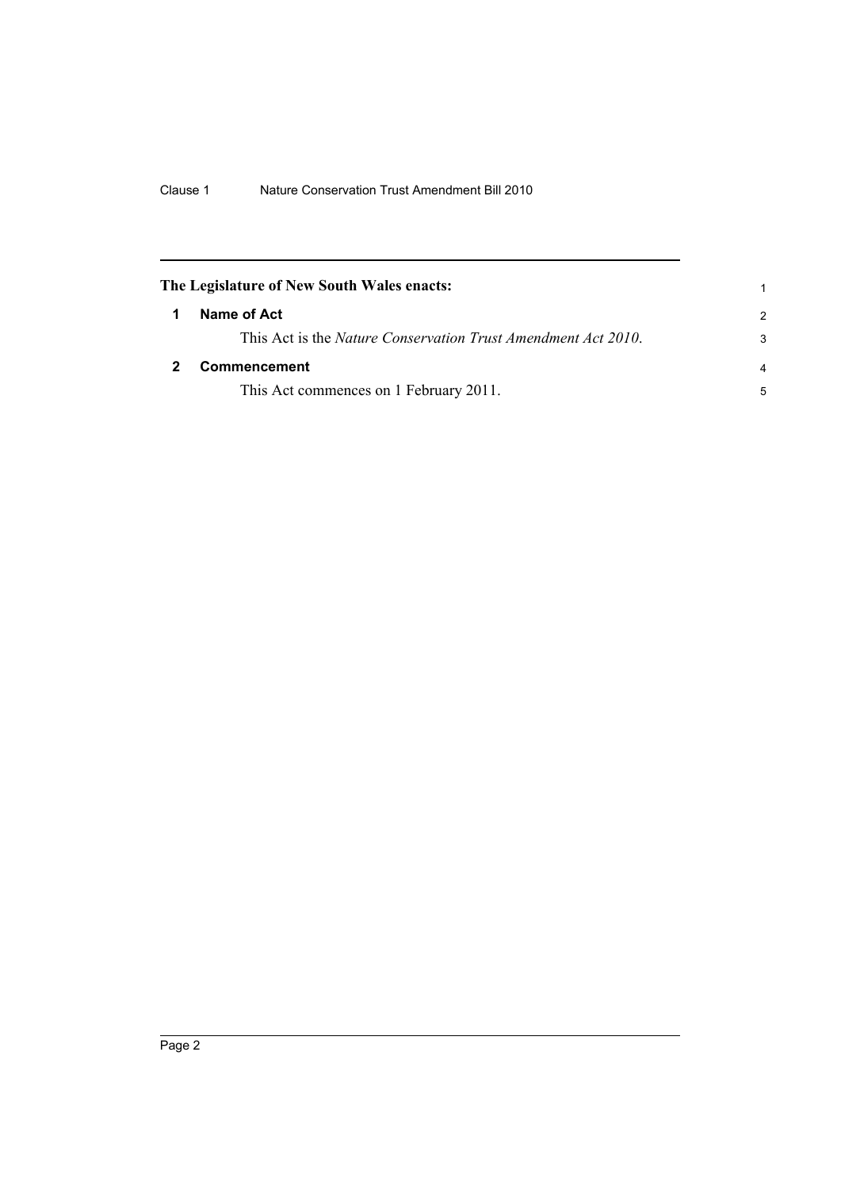**The Legislature of New South Wales enacts:**

## 1 Name of Act

This Act is the *Nature Conservation Trust Amendment Act 2010*.

## 2 Commencement

This Act commences on 1 February 2011.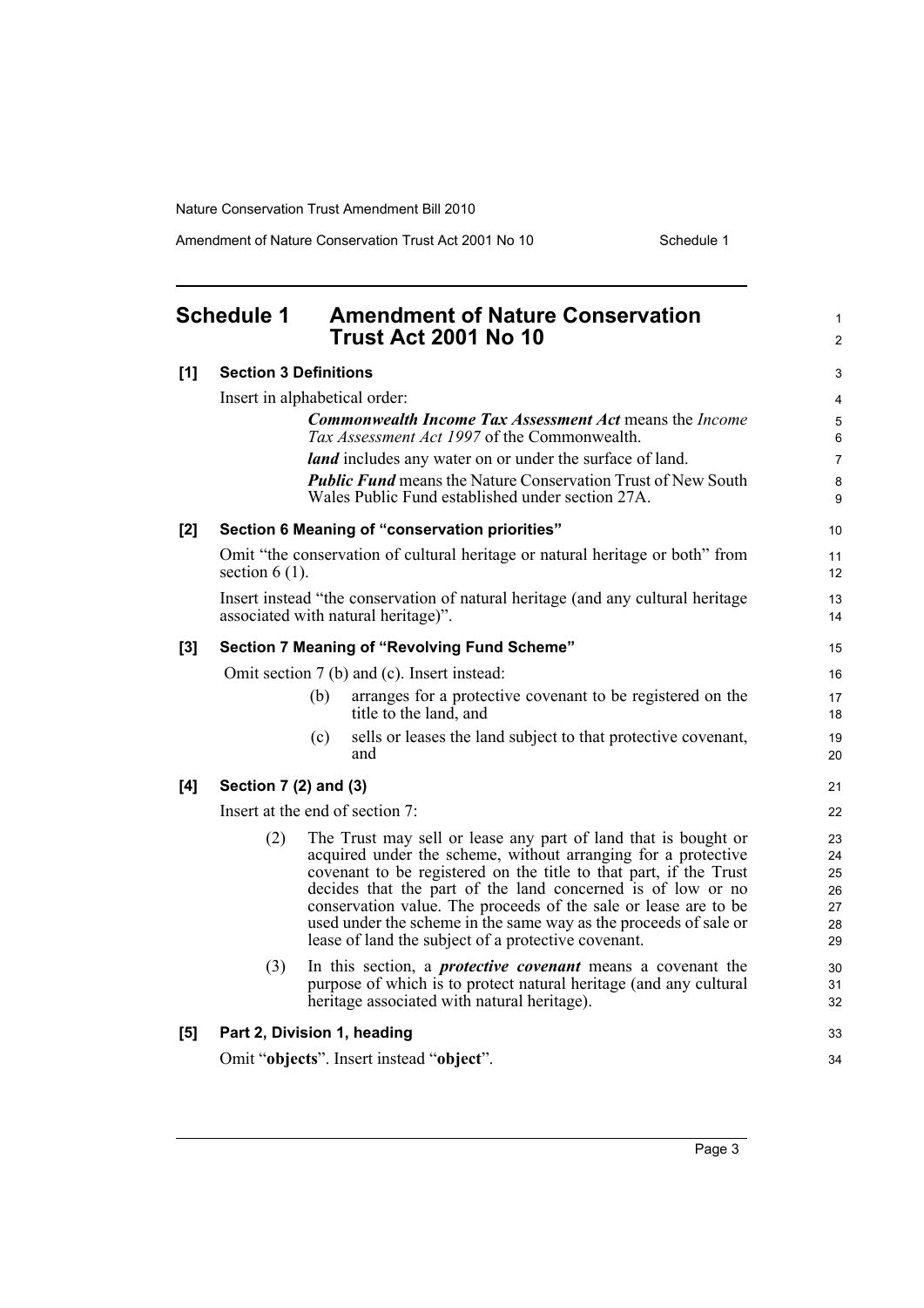# Schedule 1 Amendment of Nature Conservation Trust Act 2001 No 10

**[1] Section 3 Definitions**

Insert in alphabetical order:

> ***Commonwealth Income Tax Assessment Act*** means the *Income Tax Assessment Act 1997* of the Commonwealth.
>
> ***land*** includes any water on or under the surface of land.
>
> ***Public Fund*** means the Nature Conservation Trust of New South Wales Public Fund established under section 27A.

**[2] Section 6 Meaning of "conservation priorities"**

Omit "the conservation of cultural heritage or natural heritage or both" from section 6 (1).

Insert instead "the conservation of natural heritage (and any cultural heritage associated with natural heritage)".

**[3] Section 7 Meaning of "Revolving Fund Scheme"**

Omit section 7 (b) and (c). Insert instead:

> (b) arranges for a protective covenant to be registered on the title to the land, and
>
> (c) sells or leases the land subject to that protective covenant, and

**[4] Section 7 (2) and (3)**

Insert at the end of section 7:

> (2) The Trust may sell or lease any part of land that is bought or acquired under the scheme, without arranging for a protective covenant to be registered on the title to that part, if the Trust decides that the part of the land concerned is of low or no conservation value. The proceeds of the sale or lease are to be used under the scheme in the same way as the proceeds of sale or lease of land the subject of a protective covenant.
>
> (3) In this section, a ***protective covenant*** means a covenant the purpose of which is to protect natural heritage (and any cultural heritage associated with natural heritage).

**[5] Part 2, Division 1, heading**

Omit "**objects**". Insert instead "**object**".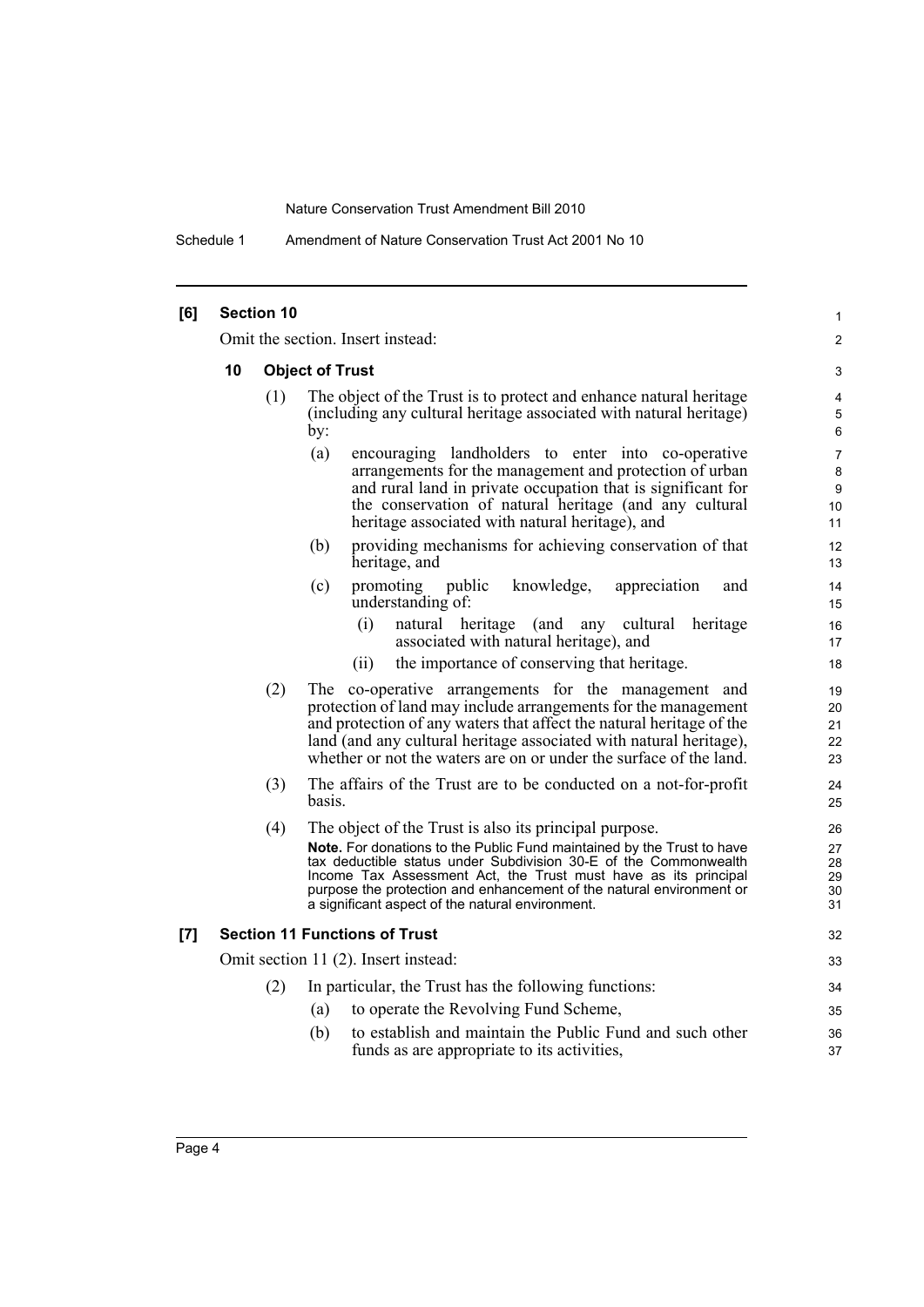**[6] Section 10**

Omit the section. Insert instead:

**10 Object of Trust**

(1) The object of the Trust is to protect and enhance natural heritage (including any cultural heritage associated with natural heritage) by:

(a) encouraging landholders to enter into co-operative arrangements for the management and protection of urban and rural land in private occupation that is significant for the conservation of natural heritage (and any cultural heritage associated with natural heritage), and

(b) providing mechanisms for achieving conservation of that heritage, and

(c) promoting public knowledge, appreciation and understanding of:

(i) natural heritage (and any cultural heritage associated with natural heritage), and

(ii) the importance of conserving that heritage.

(2) The co-operative arrangements for the management and protection of land may include arrangements for the management and protection of any waters that affect the natural heritage of the land (and any cultural heritage associated with natural heritage), whether or not the waters are on or under the surface of the land.

(3) The affairs of the Trust are to be conducted on a not-for-profit basis.

(4) The object of the Trust is also its principal purpose.

**Note.** For donations to the Public Fund maintained by the Trust to have tax deductible status under Subdivision 30-E of the Commonwealth Income Tax Assessment Act, the Trust must have as its principal purpose the protection and enhancement of the natural environment or a significant aspect of the natural environment.

**[7] Section 11 Functions of Trust**

Omit section 11 (2). Insert instead:

(2) In particular, the Trust has the following functions:

(a) to operate the Revolving Fund Scheme,

(b) to establish and maintain the Public Fund and such other funds as are appropriate to its activities,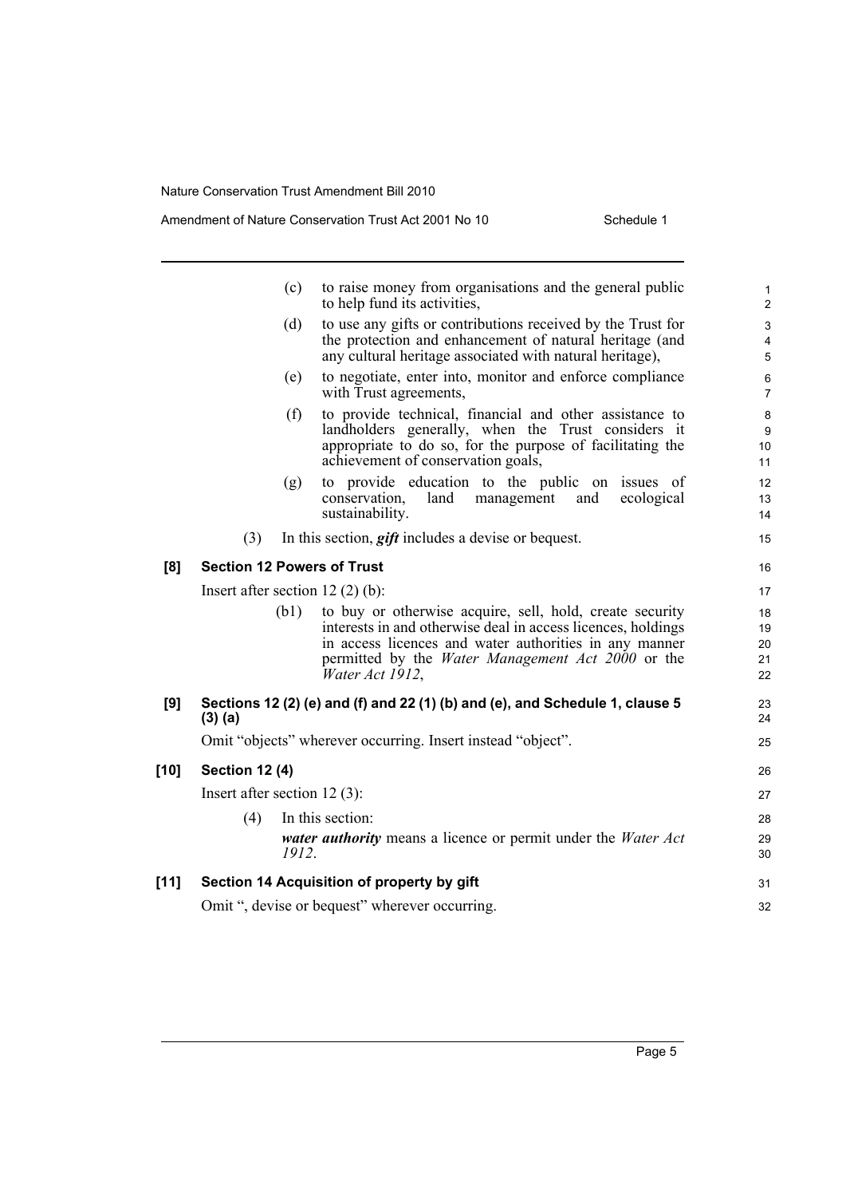(c) to raise money from organisations and the general public to help fund its activities,

(d) to use any gifts or contributions received by the Trust for the protection and enhancement of natural heritage (and any cultural heritage associated with natural heritage),

(e) to negotiate, enter into, monitor and enforce compliance with Trust agreements,

(f) to provide technical, financial and other assistance to landholders generally, when the Trust considers it appropriate to do so, for the purpose of facilitating the achievement of conservation goals,

(g) to provide education to the public on issues of conservation, land management and ecological sustainability.

(3) In this section, ***gift*** includes a devise or bequest.

**[8] Section 12 Powers of Trust**

Insert after section 12 (2) (b):

(b1) to buy or otherwise acquire, sell, hold, create security interests in and otherwise deal in access licences, holdings in access licences and water authorities in any manner permitted by the *Water Management Act 2000* or the *Water Act 1912*,

**[9] Sections 12 (2) (e) and (f) and 22 (1) (b) and (e), and Schedule 1, clause 5 (3) (a)**

Omit "objects" wherever occurring. Insert instead "object".

**[10] Section 12 (4)**

Insert after section 12 (3):

(4) In this section:

***water authority*** means a licence or permit under the *Water Act 1912*.

**[11] Section 14 Acquisition of property by gift**

Omit ", devise or bequest" wherever occurring.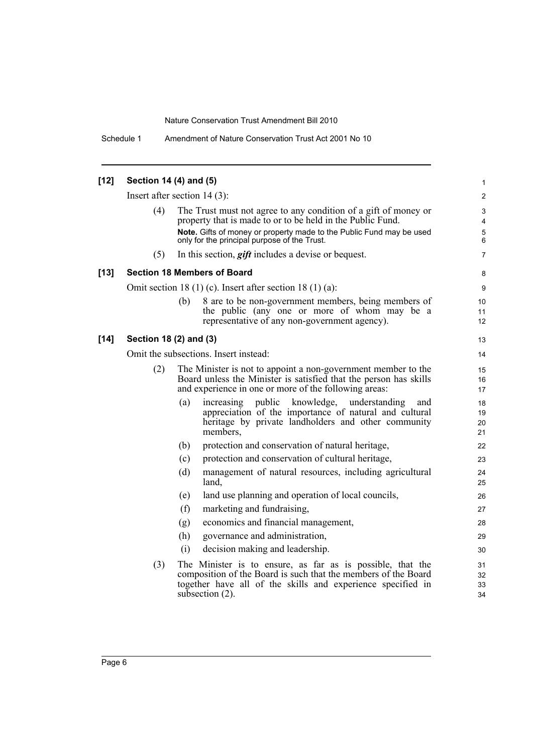## [12] Section 14 (4) and (5)

Insert after section 14 (3):

(4) The Trust must not agree to any condition of a gift of money or property that is made to or to be held in the Public Fund.

**Note.** Gifts of money or property made to the Public Fund may be used only for the principal purpose of the Trust.

(5) In this section, ***gift*** includes a devise or bequest.

## [13] Section 18 Members of Board

Omit section 18 (1) (c). Insert after section 18 (1) (a):

(b) 8 are to be non-government members, being members of the public (any one or more of whom may be a representative of any non-government agency).

## [14] Section 18 (2) and (3)

Omit the subsections. Insert instead:

(2) The Minister is not to appoint a non-government member to the Board unless the Minister is satisfied that the person has skills and experience in one or more of the following areas:

- (a) increasing public knowledge, understanding and appreciation of the importance of natural and cultural heritage by private landholders and other community members,
- (b) protection and conservation of natural heritage,
- (c) protection and conservation of cultural heritage,
- (d) management of natural resources, including agricultural land,
- (e) land use planning and operation of local councils,
- (f) marketing and fundraising,
- (g) economics and financial management,
- (h) governance and administration,
- (i) decision making and leadership.

(3) The Minister is to ensure, as far as is possible, that the composition of the Board is such that the members of the Board together have all of the skills and experience specified in subsection (2).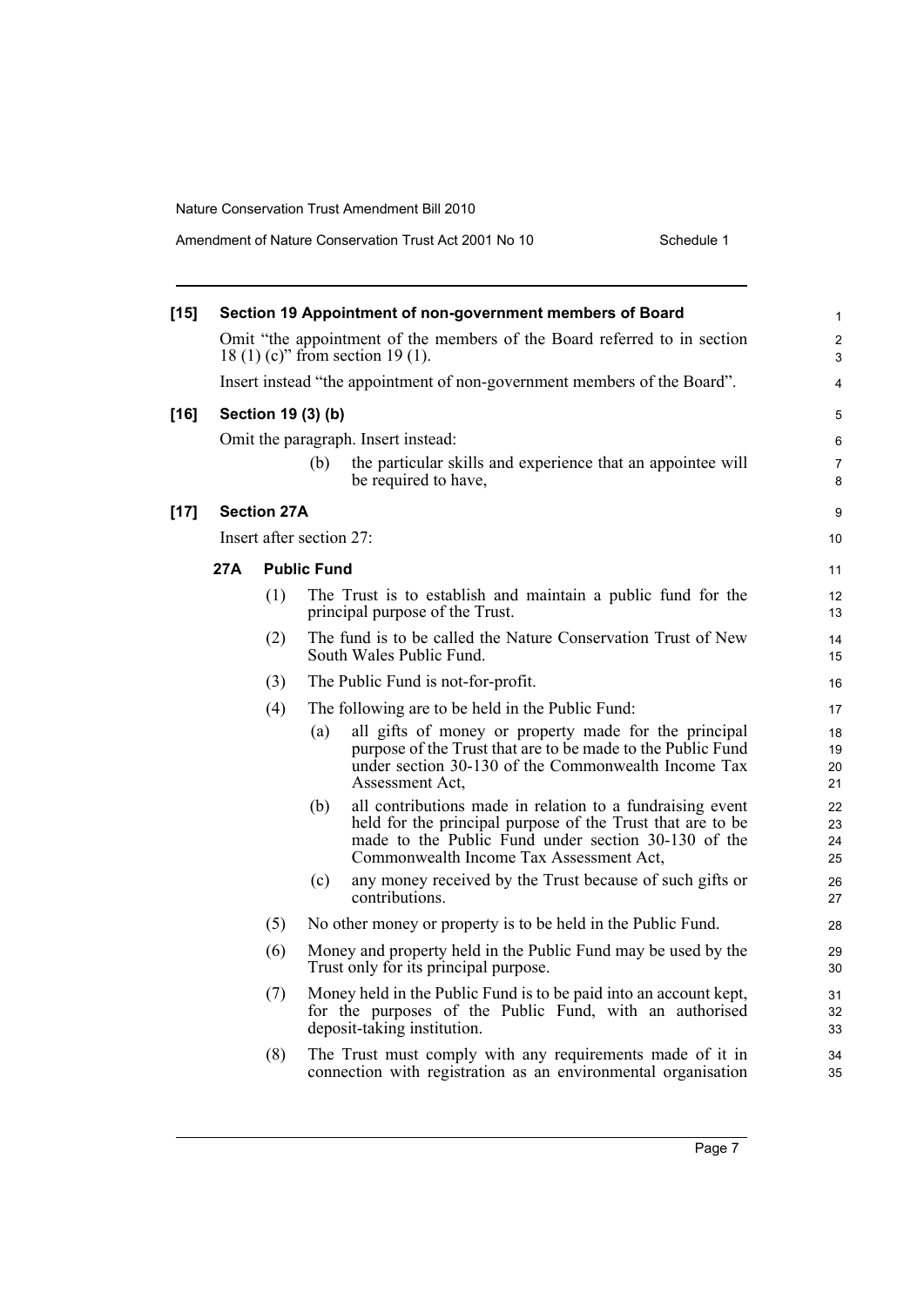**[15] Section 19 Appointment of non-government members of Board**

Omit "the appointment of the members of the Board referred to in section 18 (1) (c)" from section 19 (1).

Insert instead "the appointment of non-government members of the Board".

**[16] Section 19 (3) (b)**

Omit the paragraph. Insert instead:

(b) the particular skills and experience that an appointee will be required to have,

**[17] Section 27A**

Insert after section 27:

**27A Public Fund**

(1) The Trust is to establish and maintain a public fund for the principal purpose of the Trust.

(2) The fund is to be called the Nature Conservation Trust of New South Wales Public Fund.

(3) The Public Fund is not-for-profit.

(4) The following are to be held in the Public Fund:

(a) all gifts of money or property made for the principal purpose of the Trust that are to be made to the Public Fund under section 30-130 of the Commonwealth Income Tax Assessment Act,

(b) all contributions made in relation to a fundraising event held for the principal purpose of the Trust that are to be made to the Public Fund under section 30-130 of the Commonwealth Income Tax Assessment Act,

(c) any money received by the Trust because of such gifts or contributions.

(5) No other money or property is to be held in the Public Fund.

(6) Money and property held in the Public Fund may be used by the Trust only for its principal purpose.

(7) Money held in the Public Fund is to be paid into an account kept, for the purposes of the Public Fund, with an authorised deposit-taking institution.

(8) The Trust must comply with any requirements made of it in connection with registration as an environmental organisation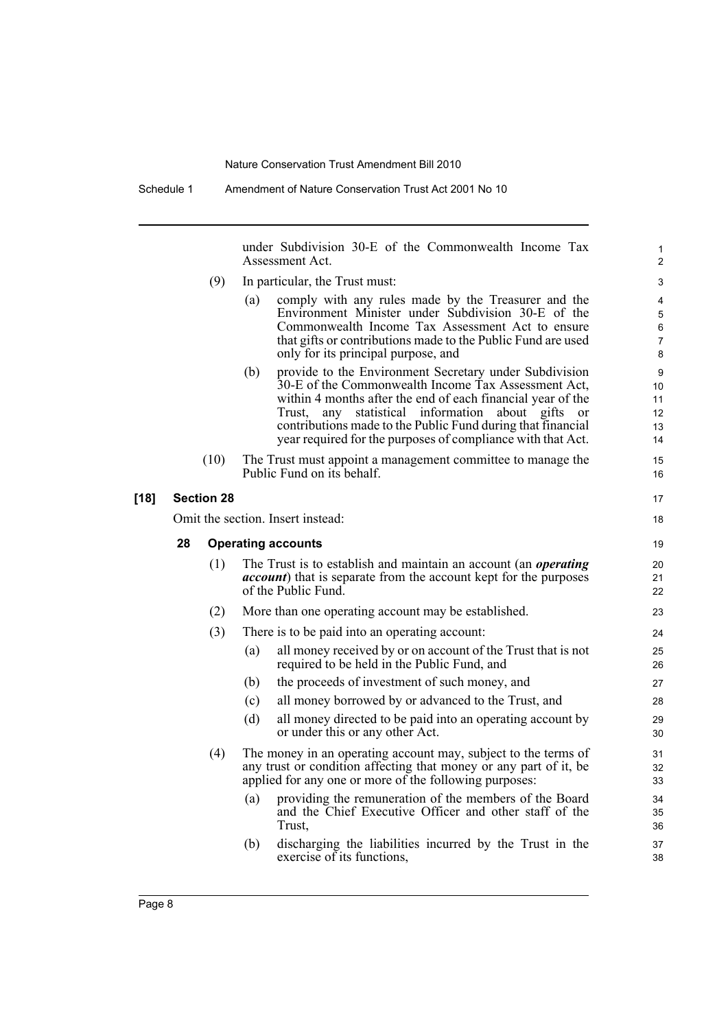under Subdivision 30-E of the Commonwealth Income Tax Assessment Act.

(9) In particular, the Trust must:

(a) comply with any rules made by the Treasurer and the Environment Minister under Subdivision 30-E of the Commonwealth Income Tax Assessment Act to ensure that gifts or contributions made to the Public Fund are used only for its principal purpose, and

(b) provide to the Environment Secretary under Subdivision 30-E of the Commonwealth Income Tax Assessment Act, within 4 months after the end of each financial year of the Trust, any statistical information about gifts or contributions made to the Public Fund during that financial year required for the purposes of compliance with that Act.

(10) The Trust must appoint a management committee to manage the Public Fund on its behalf.

**[18] Section 28**

Omit the section. Insert instead:

**28 Operating accounts**

(1) The Trust is to establish and maintain an account (an ***operating account***) that is separate from the account kept for the purposes of the Public Fund.

(2) More than one operating account may be established.

(3) There is to be paid into an operating account:

(a) all money received by or on account of the Trust that is not required to be held in the Public Fund, and

(b) the proceeds of investment of such money, and

(c) all money borrowed by or advanced to the Trust, and

(d) all money directed to be paid into an operating account by or under this or any other Act.

(4) The money in an operating account may, subject to the terms of any trust or condition affecting that money or any part of it, be applied for any one or more of the following purposes:

(a) providing the remuneration of the members of the Board and the Chief Executive Officer and other staff of the Trust,

(b) discharging the liabilities incurred by the Trust in the exercise of its functions,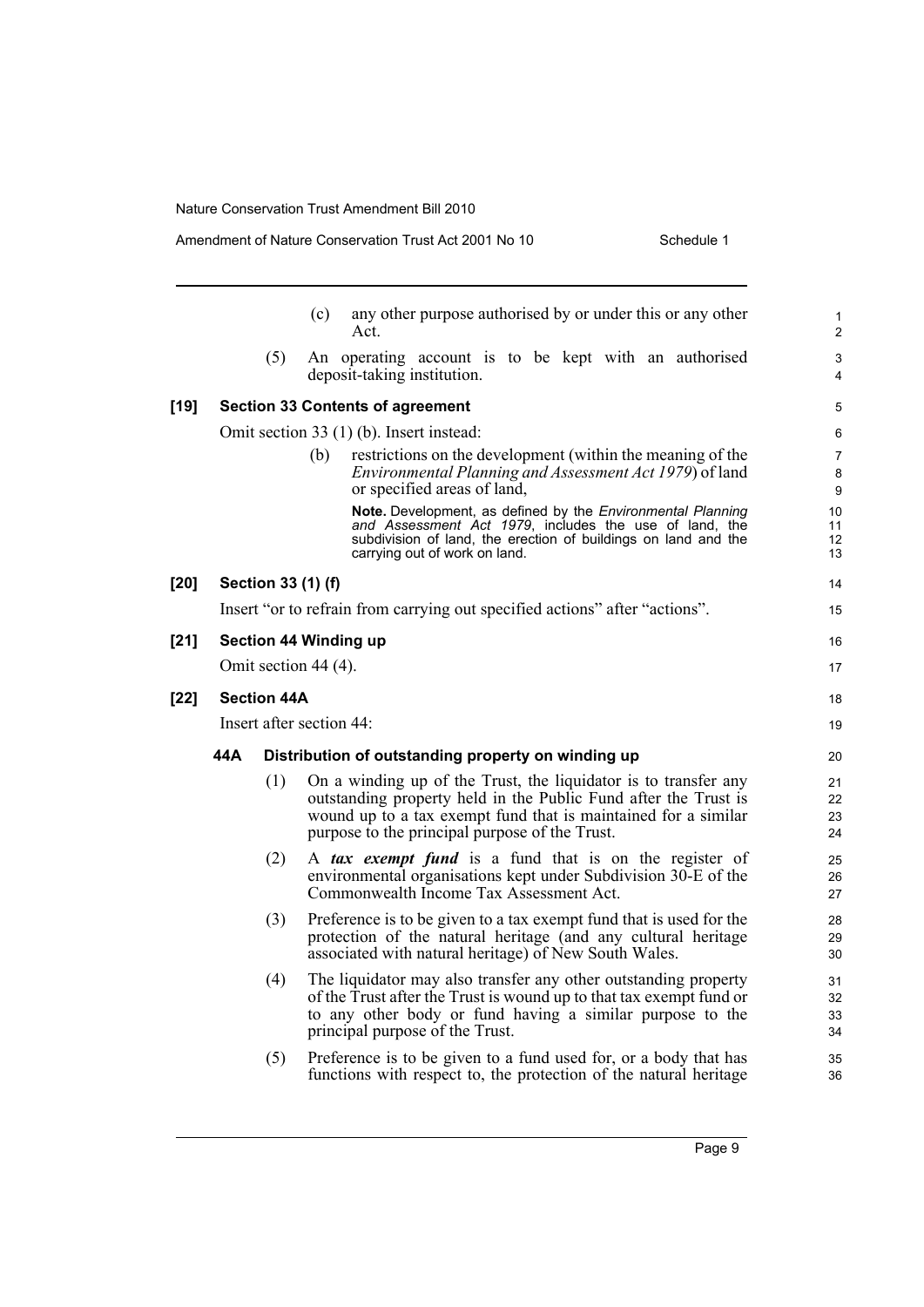(c) any other purpose authorised by or under this or any other Act.

(5) An operating account is to be kept with an authorised deposit-taking institution.

**[19] Section 33 Contents of agreement**

Omit section 33 (1) (b). Insert instead:

(b) restrictions on the development (within the meaning of the *Environmental Planning and Assessment Act 1979*) of land or specified areas of land,

**Note.** Development, as defined by the *Environmental Planning and Assessment Act 1979*, includes the use of land, the subdivision of land, the erection of buildings on land and the carrying out of work on land.

**[20] Section 33 (1) (f)**

Insert "or to refrain from carrying out specified actions" after "actions".

**[21] Section 44 Winding up**

Omit section 44 (4).

**[22] Section 44A**

Insert after section 44:

**44A Distribution of outstanding property on winding up**

(1) On a winding up of the Trust, the liquidator is to transfer any outstanding property held in the Public Fund after the Trust is wound up to a tax exempt fund that is maintained for a similar purpose to the principal purpose of the Trust.

(2) A ***tax exempt fund*** is a fund that is on the register of environmental organisations kept under Subdivision 30-E of the Commonwealth Income Tax Assessment Act.

(3) Preference is to be given to a tax exempt fund that is used for the protection of the natural heritage (and any cultural heritage associated with natural heritage) of New South Wales.

(4) The liquidator may also transfer any other outstanding property of the Trust after the Trust is wound up to that tax exempt fund or to any other body or fund having a similar purpose to the principal purpose of the Trust.

(5) Preference is to be given to a fund used for, or a body that has functions with respect to, the protection of the natural heritage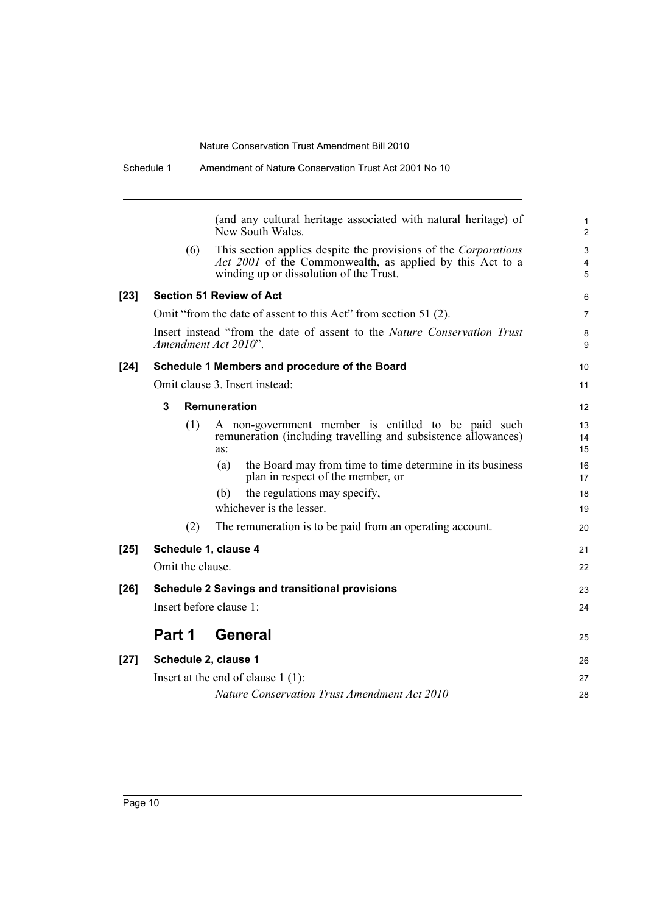(and any cultural heritage associated with natural heritage) of New South Wales.

(6) This section applies despite the provisions of the *Corporations Act 2001* of the Commonwealth, as applied by this Act to a winding up or dissolution of the Trust.

**[23] Section 51 Review of Act**

Omit "from the date of assent to this Act" from section 51 (2).

Insert instead "from the date of assent to the *Nature Conservation Trust Amendment Act 2010*".

**[24] Schedule 1 Members and procedure of the Board**

Omit clause 3. Insert instead:

**3 Remuneration**

(1) A non-government member is entitled to be paid such remuneration (including travelling and subsistence allowances) as:

(a) the Board may from time to time determine in its business plan in respect of the member, or

(b) the regulations may specify,

whichever is the lesser.

(2) The remuneration is to be paid from an operating account.

**[25] Schedule 1, clause 4**

Omit the clause.

**[26] Schedule 2 Savings and transitional provisions**

Insert before clause 1:

## Part 1 General

**[27] Schedule 2, clause 1**

Insert at the end of clause 1 (1):

*Nature Conservation Trust Amendment Act 2010*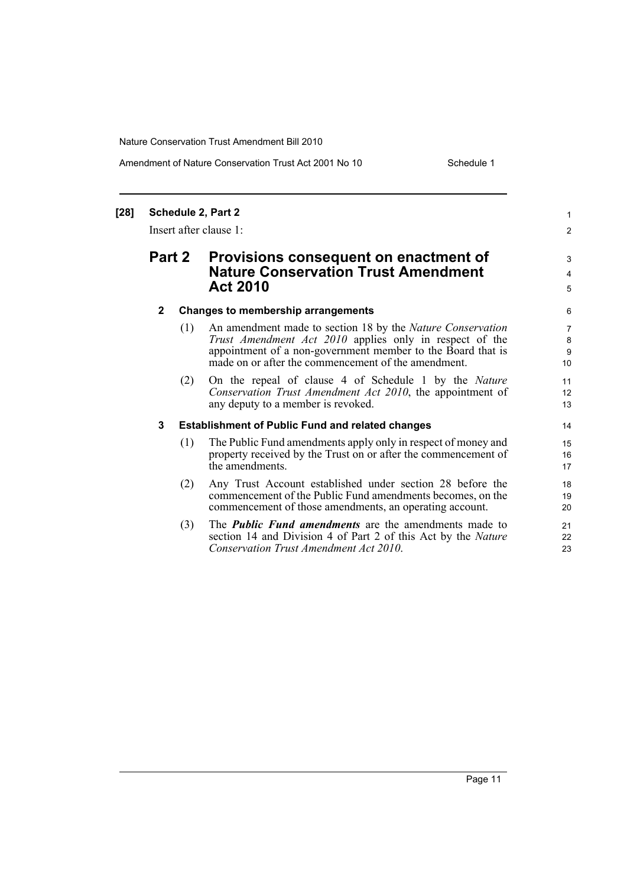**[28] Schedule 2, Part 2**

Insert after clause 1:

## Part 2 Provisions consequent on enactment of Nature Conservation Trust Amendment Act 2010

**2 Changes to membership arrangements**

(1) An amendment made to section 18 by the *Nature Conservation Trust Amendment Act 2010* applies only in respect of the appointment of a non-government member to the Board that is made on or after the commencement of the amendment.

(2) On the repeal of clause 4 of Schedule 1 by the *Nature Conservation Trust Amendment Act 2010*, the appointment of any deputy to a member is revoked.

**3 Establishment of Public Fund and related changes**

(1) The Public Fund amendments apply only in respect of money and property received by the Trust on or after the commencement of the amendments.

(2) Any Trust Account established under section 28 before the commencement of the Public Fund amendments becomes, on the commencement of those amendments, an operating account.

(3) The ***Public Fund amendments*** are the amendments made to section 14 and Division 4 of Part 2 of this Act by the *Nature Conservation Trust Amendment Act 2010*.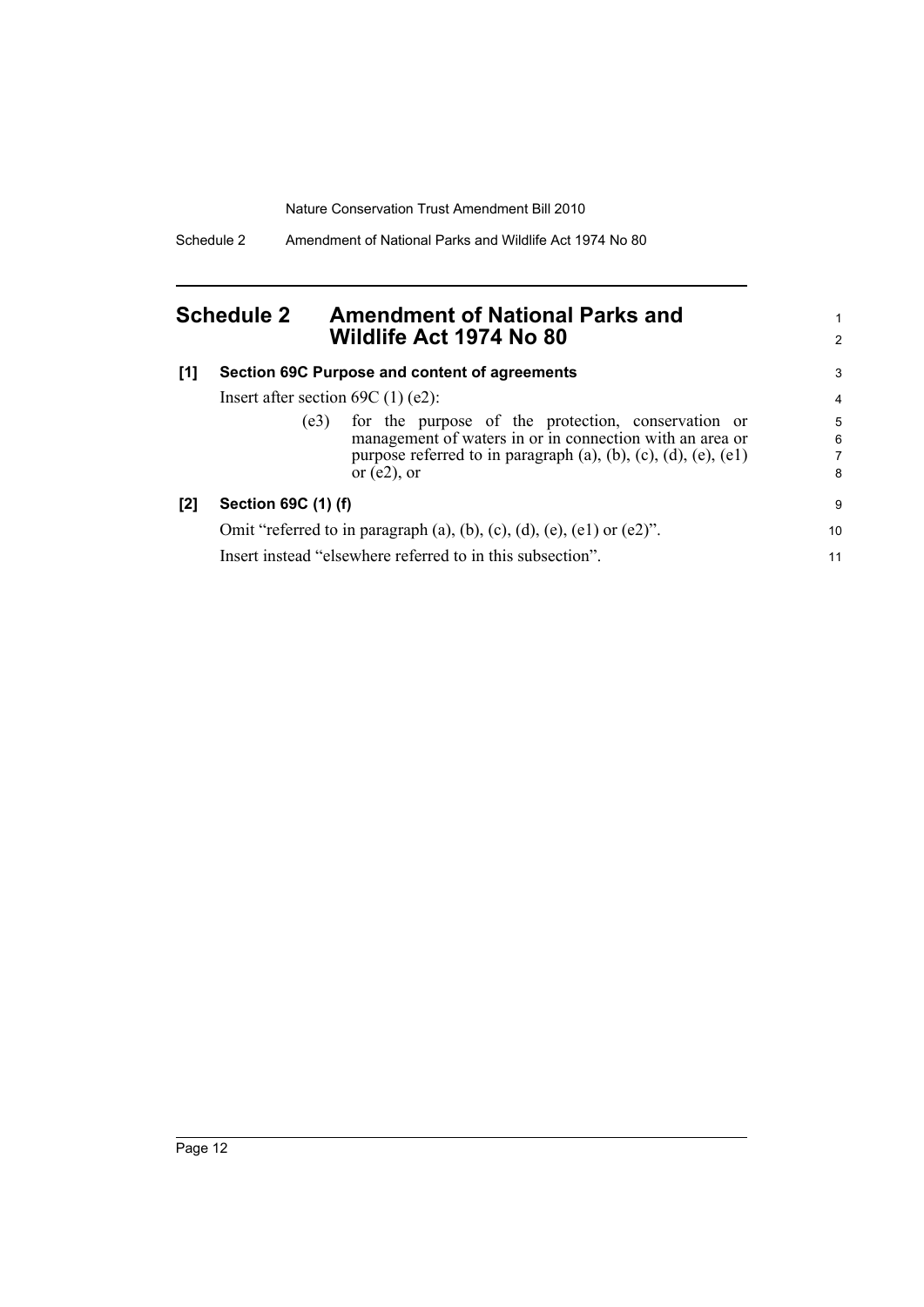## Schedule 2 Amendment of National Parks and Wildlife Act 1974 No 80

**[1] Section 69C Purpose and content of agreements**

Insert after section 69C (1) (e2):

> (e3) for the purpose of the protection, conservation or management of waters in or in connection with an area or purpose referred to in paragraph (a), (b), (c), (d), (e), (e1) or (e2), or

**[2] Section 69C (1) (f)**

Omit "referred to in paragraph (a), (b), (c), (d), (e), (e1) or (e2)".

Insert instead "elsewhere referred to in this subsection".